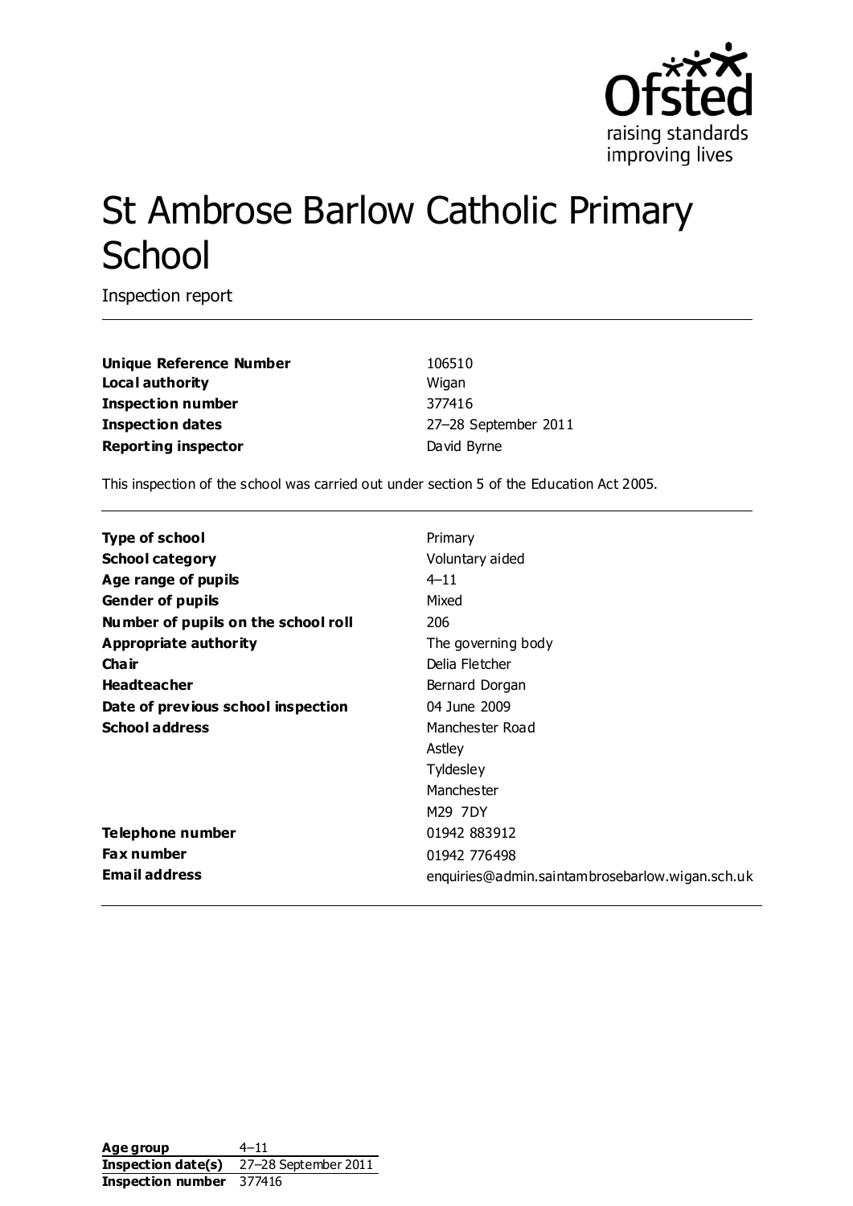Ofsted
raising standards
improving lives

# St Ambrose Barlow Catholic Primary School

Inspection report

| | |
|---|---|
| **Unique Reference Number** | 106510 |
| **Local authority** | Wigan |
| **Inspection number** | 377416 |
| **Inspection dates** | 27–28 September 2011 |
| **Reporting inspector** | David Byrne |

This inspection of the school was carried out under section 5 of the Education Act 2005.

| | |
|---|---|
| **Type of school** | Primary |
| **School category** | Voluntary aided |
| **Age range of pupils** | 4–11 |
| **Gender of pupils** | Mixed |
| **Number of pupils on the school roll** | 206 |
| **Appropriate authority** | The governing body |
| **Chair** | Delia Fletcher |
| **Headteacher** | Bernard Dorgan |
| **Date of previous school inspection** | 04 June 2009 |
| **School address** | Manchester Road<br>Astley<br>Tyldesley<br>Manchester<br>M29 7DY |
| **Telephone number** | 01942 883912 |
| **Fax number** | 01942 776498 |
| **Email address** | enquiries@admin.saintambrosebarlow.wigan.sch.uk |

| | |
|---|---|
| **Age group** | 4–11 |
| **Inspection date(s)** | 27–28 September 2011 |
| **Inspection number** | 377416 |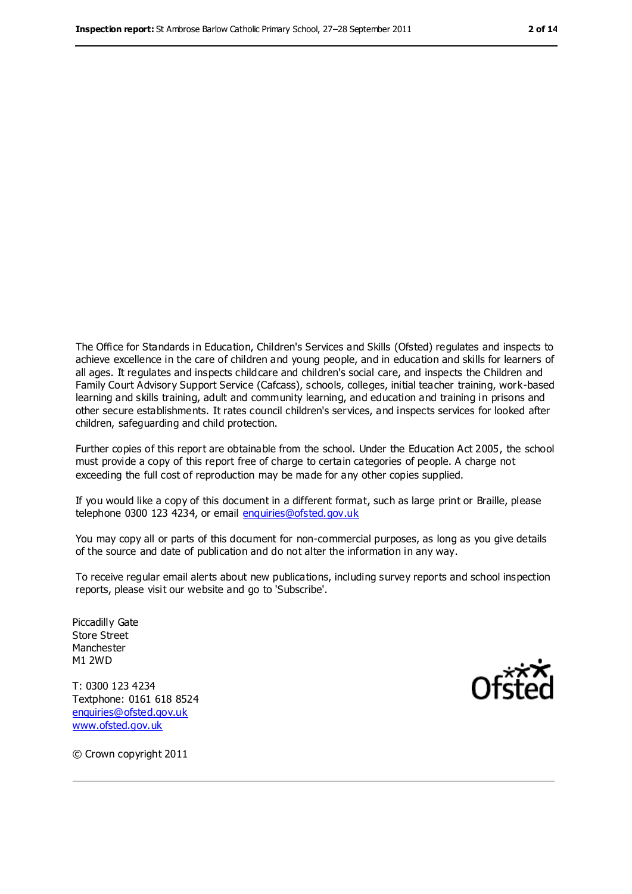The Office for Standards in Education, Children's Services and Skills (Ofsted) regulates and inspects to achieve excellence in the care of children and young people, and in education and skills for learners of all ages. It regulates and inspects childcare and children's social care, and inspects the Children and Family Court Advisory Support Service (Cafcass), schools, colleges, initial teacher training, work-based learning and skills training, adult and community learning, and education and training in prisons and other secure establishments. It rates council children's services, and inspects services for looked after children, safeguarding and child protection.

Further copies of this report are obtainable from the school. Under the Education Act 2005, the school must provide a copy of this report free of charge to certain categories of people. A charge not exceeding the full cost of reproduction may be made for any other copies supplied.

If you would like a copy of this document in a different format, such as large print or Braille, please telephone 0300 123 4234, or email enquiries@ofsted.gov.uk

You may copy all or parts of this document for non-commercial purposes, as long as you give details of the source and date of publication and do not alter the information in any way.

To receive regular email alerts about new publications, including survey reports and school inspection reports, please visit our website and go to 'Subscribe'.

Piccadilly Gate
Store Street
Manchester
M1 2WD

T: 0300 123 4234
Textphone: 0161 618 8524
enquiries@ofsted.gov.uk
www.ofsted.gov.uk

© Crown copyright 2011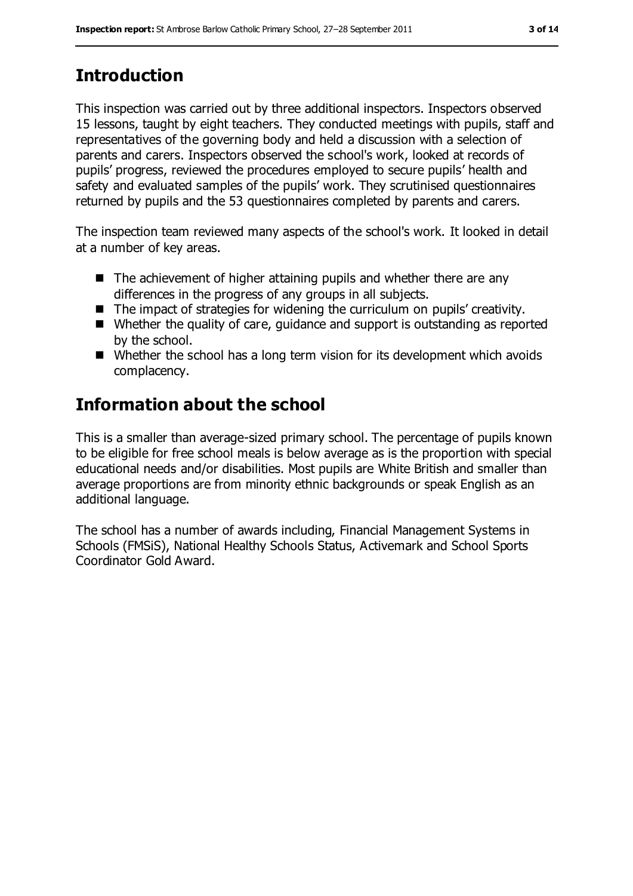## Introduction

This inspection was carried out by three additional inspectors. Inspectors observed 15 lessons, taught by eight teachers. They conducted meetings with pupils, staff and representatives of the governing body and held a discussion with a selection of parents and carers. Inspectors observed the school's work, looked at records of pupils' progress, reviewed the procedures employed to secure pupils' health and safety and evaluated samples of the pupils' work. They scrutinised questionnaires returned by pupils and the 53 questionnaires completed by parents and carers.

The inspection team reviewed many aspects of the school's work. It looked in detail at a number of key areas.

- The achievement of higher attaining pupils and whether there are any differences in the progress of any groups in all subjects.
- The impact of strategies for widening the curriculum on pupils' creativity.
- Whether the quality of care, guidance and support is outstanding as reported by the school.
- Whether the school has a long term vision for its development which avoids complacency.

## Information about the school

This is a smaller than average-sized primary school. The percentage of pupils known to be eligible for free school meals is below average as is the proportion with special educational needs and/or disabilities. Most pupils are White British and smaller than average proportions are from minority ethnic backgrounds or speak English as an additional language.

The school has a number of awards including, Financial Management Systems in Schools (FMSiS), National Healthy Schools Status, Activemark and School Sports Coordinator Gold Award.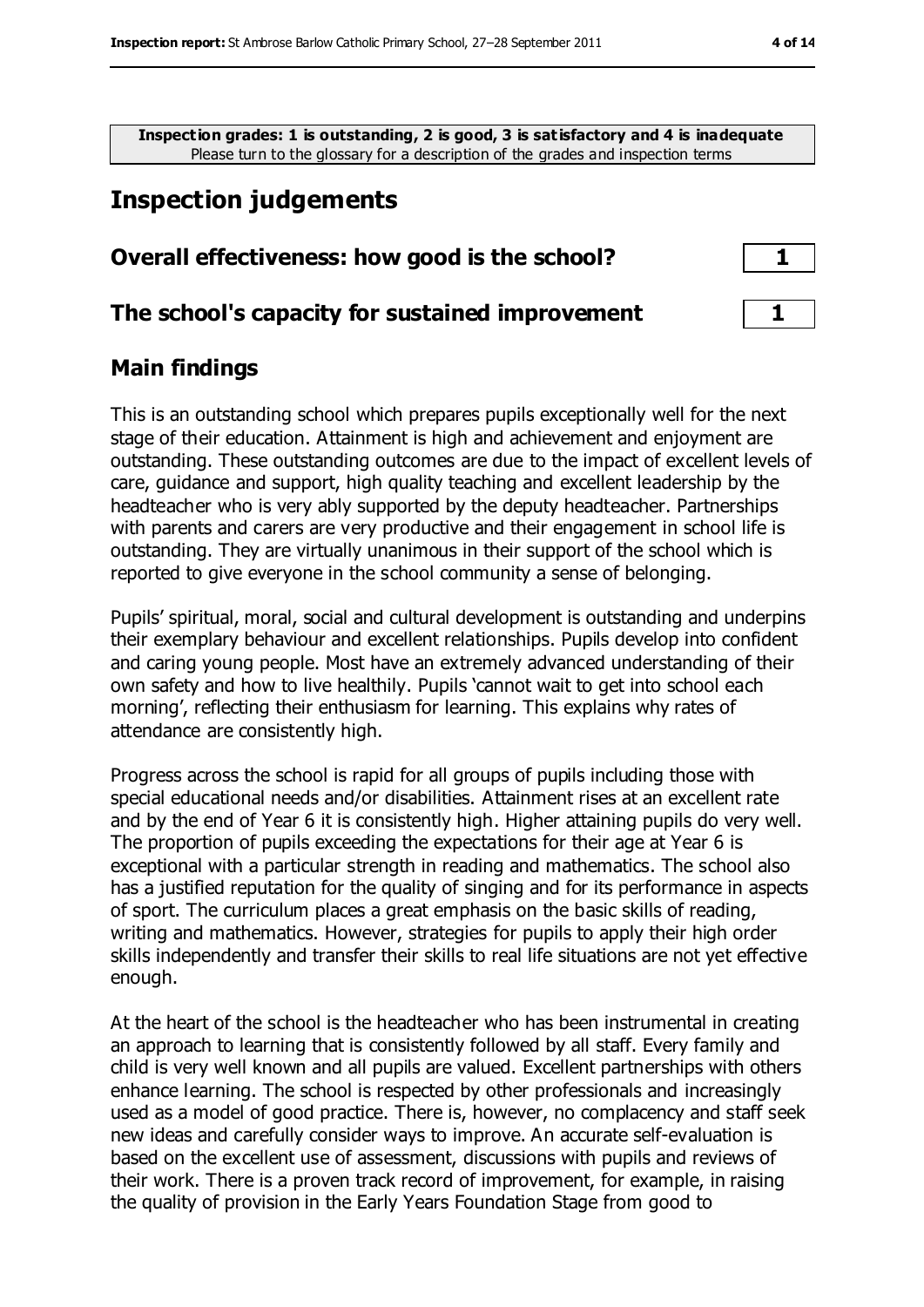**Inspection grades: 1 is outstanding, 2 is good, 3 is satisfactory and 4 is inadequate**
Please turn to the glossary for a description of the grades and inspection terms

## Inspection judgements

### Overall effectiveness: how good is the school? | 1

### The school's capacity for sustained improvement | 1

### Main findings

This is an outstanding school which prepares pupils exceptionally well for the next stage of their education. Attainment is high and achievement and enjoyment are outstanding. These outstanding outcomes are due to the impact of excellent levels of care, guidance and support, high quality teaching and excellent leadership by the headteacher who is very ably supported by the deputy headteacher. Partnerships with parents and carers are very productive and their engagement in school life is outstanding. They are virtually unanimous in their support of the school which is reported to give everyone in the school community a sense of belonging.

Pupils' spiritual, moral, social and cultural development is outstanding and underpins their exemplary behaviour and excellent relationships. Pupils develop into confident and caring young people. Most have an extremely advanced understanding of their own safety and how to live healthily. Pupils 'cannot wait to get into school each morning', reflecting their enthusiasm for learning. This explains why rates of attendance are consistently high.

Progress across the school is rapid for all groups of pupils including those with special educational needs and/or disabilities. Attainment rises at an excellent rate and by the end of Year 6 it is consistently high. Higher attaining pupils do very well. The proportion of pupils exceeding the expectations for their age at Year 6 is exceptional with a particular strength in reading and mathematics. The school also has a justified reputation for the quality of singing and for its performance in aspects of sport. The curriculum places a great emphasis on the basic skills of reading, writing and mathematics. However, strategies for pupils to apply their high order skills independently and transfer their skills to real life situations are not yet effective enough.

At the heart of the school is the headteacher who has been instrumental in creating an approach to learning that is consistently followed by all staff. Every family and child is very well known and all pupils are valued. Excellent partnerships with others enhance learning. The school is respected by other professionals and increasingly used as a model of good practice. There is, however, no complacency and staff seek new ideas and carefully consider ways to improve. An accurate self-evaluation is based on the excellent use of assessment, discussions with pupils and reviews of their work. There is a proven track record of improvement, for example, in raising the quality of provision in the Early Years Foundation Stage from good to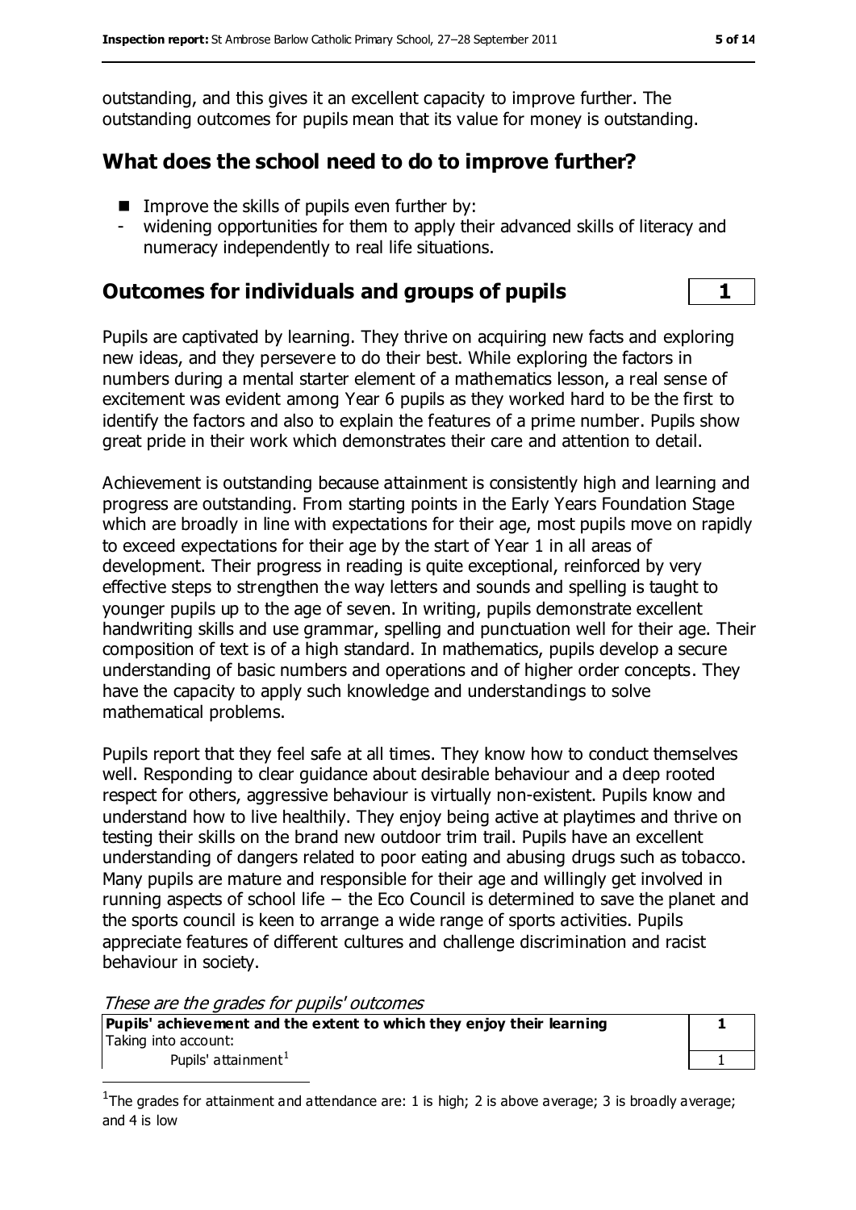outstanding, and this gives it an excellent capacity to improve further. The outstanding outcomes for pupils mean that its value for money is outstanding.

## What does the school need to do to improve further?

- Improve the skills of pupils even further by:
  - widening opportunities for them to apply their advanced skills of literacy and numeracy independently to real life situations.

## Outcomes for individuals and groups of pupils — 1

Pupils are captivated by learning. They thrive on acquiring new facts and exploring new ideas, and they persevere to do their best. While exploring the factors in numbers during a mental starter element of a mathematics lesson, a real sense of excitement was evident among Year 6 pupils as they worked hard to be the first to identify the factors and also to explain the features of a prime number. Pupils show great pride in their work which demonstrates their care and attention to detail.

Achievement is outstanding because attainment is consistently high and learning and progress are outstanding. From starting points in the Early Years Foundation Stage which are broadly in line with expectations for their age, most pupils move on rapidly to exceed expectations for their age by the start of Year 1 in all areas of development. Their progress in reading is quite exceptional, reinforced by very effective steps to strengthen the way letters and sounds and spelling is taught to younger pupils up to the age of seven. In writing, pupils demonstrate excellent handwriting skills and use grammar, spelling and punctuation well for their age. Their composition of text is of a high standard. In mathematics, pupils develop a secure understanding of basic numbers and operations and of higher order concepts. They have the capacity to apply such knowledge and understandings to solve mathematical problems.

Pupils report that they feel safe at all times. They know how to conduct themselves well. Responding to clear guidance about desirable behaviour and a deep rooted respect for others, aggressive behaviour is virtually non-existent. Pupils know and understand how to live healthily. They enjoy being active at playtimes and thrive on testing their skills on the brand new outdoor trim trail. Pupils have an excellent understanding of dangers related to poor eating and abusing drugs such as tobacco. Many pupils are mature and responsible for their age and willingly get involved in running aspects of school life – the Eco Council is determined to save the planet and the sports council is keen to arrange a wide range of sports activities. Pupils appreciate features of different cultures and challenge discrimination and racist behaviour in society.

*These are the grades for pupils' outcomes*

| | |
|---|---|
| **Pupils' achievement and the extent to which they enjoy their learning** | **1** |
| Taking into account: | |
| Pupils' attainment[1] | 1 |

[1]The grades for attainment and attendance are: 1 is high; 2 is above average; 3 is broadly average; and 4 is low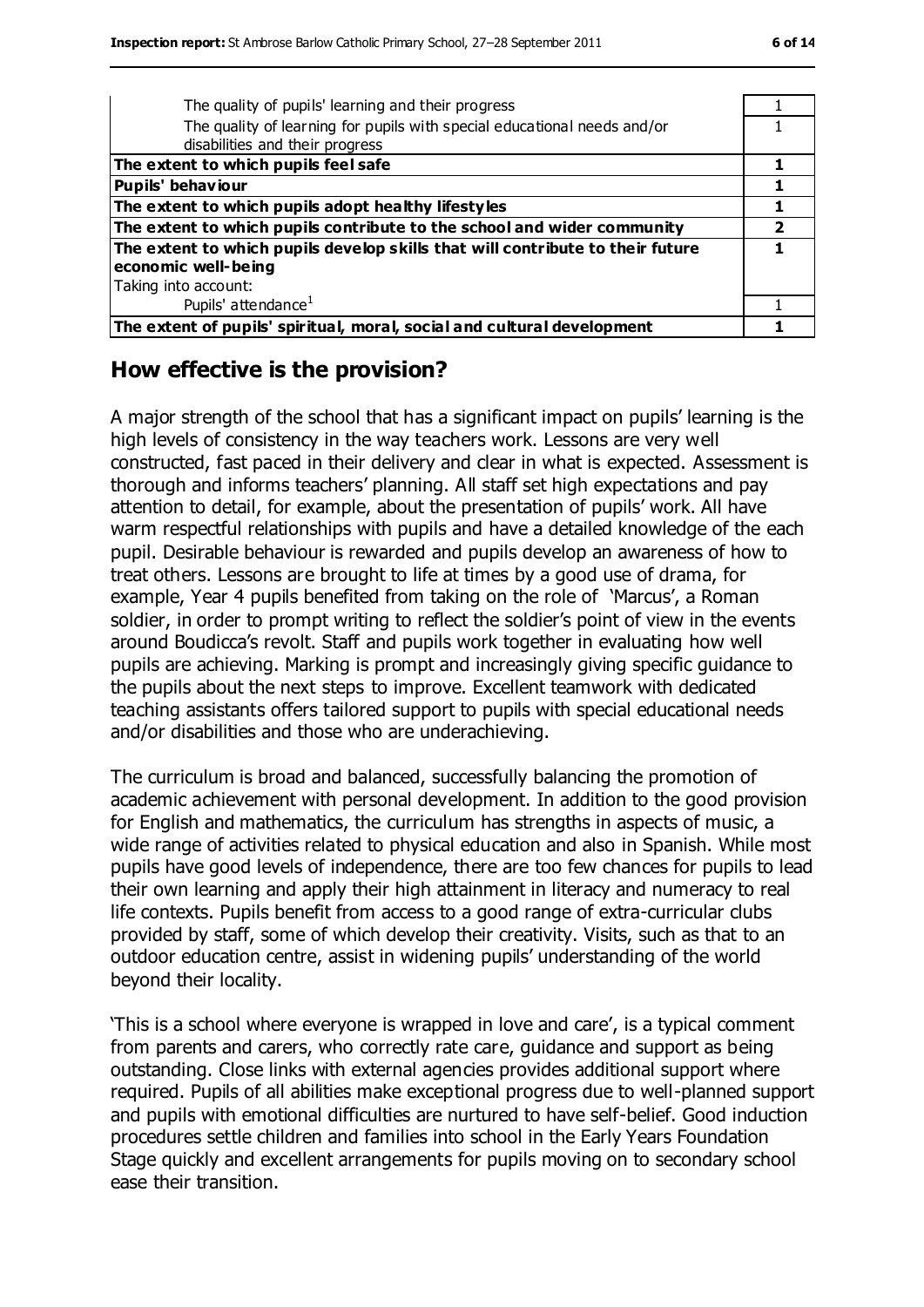| | |
|---|---|
| The quality of pupils' learning and their progress | 1 |
| The quality of learning for pupils with special educational needs and/or disabilities and their progress | 1 |
| **The extent to which pupils feel safe** | **1** |
| **Pupils' behaviour** | **1** |
| **The extent to which pupils adopt healthy lifestyles** | **1** |
| **The extent to which pupils contribute to the school and wider community** | **2** |
| **The extent to which pupils develop skills that will contribute to their future economic well-being** | **1** |
| Taking into account: Pupils' attendance[1] | 1 |
| **The extent of pupils' spiritual, moral, social and cultural development** | **1** |

## How effective is the provision?

A major strength of the school that has a significant impact on pupils' learning is the high levels of consistency in the way teachers work. Lessons are very well constructed, fast paced in their delivery and clear in what is expected. Assessment is thorough and informs teachers' planning. All staff set high expectations and pay attention to detail, for example, about the presentation of pupils' work. All have warm respectful relationships with pupils and have a detailed knowledge of the each pupil. Desirable behaviour is rewarded and pupils develop an awareness of how to treat others. Lessons are brought to life at times by a good use of drama, for example, Year 4 pupils benefited from taking on the role of 'Marcus', a Roman soldier, in order to prompt writing to reflect the soldier's point of view in the events around Boudicca's revolt. Staff and pupils work together in evaluating how well pupils are achieving. Marking is prompt and increasingly giving specific guidance to the pupils about the next steps to improve. Excellent teamwork with dedicated teaching assistants offers tailored support to pupils with special educational needs and/or disabilities and those who are underachieving.

The curriculum is broad and balanced, successfully balancing the promotion of academic achievement with personal development. In addition to the good provision for English and mathematics, the curriculum has strengths in aspects of music, a wide range of activities related to physical education and also in Spanish. While most pupils have good levels of independence, there are too few chances for pupils to lead their own learning and apply their high attainment in literacy and numeracy to real life contexts. Pupils benefit from access to a good range of extra-curricular clubs provided by staff, some of which develop their creativity. Visits, such as that to an outdoor education centre, assist in widening pupils' understanding of the world beyond their locality.

'This is a school where everyone is wrapped in love and care', is a typical comment from parents and carers, who correctly rate care, guidance and support as being outstanding. Close links with external agencies provides additional support where required. Pupils of all abilities make exceptional progress due to well-planned support and pupils with emotional difficulties are nurtured to have self-belief. Good induction procedures settle children and families into school in the Early Years Foundation Stage quickly and excellent arrangements for pupils moving on to secondary school ease their transition.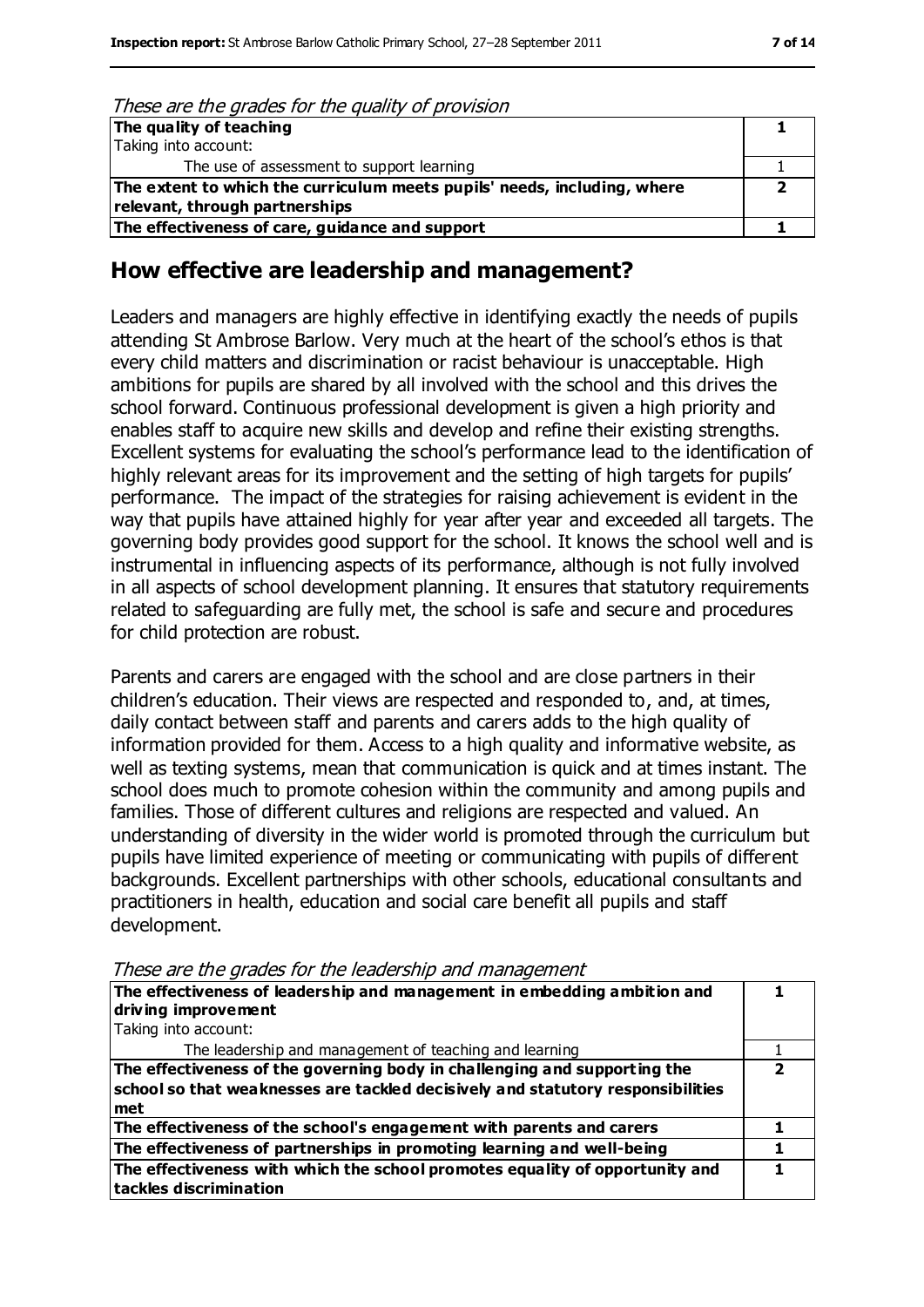*These are the grades for the quality of provision*

| | |
|---|---|
| **The quality of teaching** | **1** |
| Taking into account: | |
| The use of assessment to support learning | 1 |
| **The extent to which the curriculum meets pupils' needs, including, where relevant, through partnerships** | **2** |
| **The effectiveness of care, guidance and support** | **1** |

## How effective are leadership and management?

Leaders and managers are highly effective in identifying exactly the needs of pupils attending St Ambrose Barlow. Very much at the heart of the school's ethos is that every child matters and discrimination or racist behaviour is unacceptable. High ambitions for pupils are shared by all involved with the school and this drives the school forward. Continuous professional development is given a high priority and enables staff to acquire new skills and develop and refine their existing strengths. Excellent systems for evaluating the school's performance lead to the identification of highly relevant areas for its improvement and the setting of high targets for pupils' performance. The impact of the strategies for raising achievement is evident in the way that pupils have attained highly for year after year and exceeded all targets. The governing body provides good support for the school. It knows the school well and is instrumental in influencing aspects of its performance, although is not fully involved in all aspects of school development planning. It ensures that statutory requirements related to safeguarding are fully met, the school is safe and secure and procedures for child protection are robust.

Parents and carers are engaged with the school and are close partners in their children's education. Their views are respected and responded to, and, at times, daily contact between staff and parents and carers adds to the high quality of information provided for them. Access to a high quality and informative website, as well as texting systems, mean that communication is quick and at times instant. The school does much to promote cohesion within the community and among pupils and families. Those of different cultures and religions are respected and valued. An understanding of diversity in the wider world is promoted through the curriculum but pupils have limited experience of meeting or communicating with pupils of different backgrounds. Excellent partnerships with other schools, educational consultants and practitioners in health, education and social care benefit all pupils and staff development.

*These are the grades for the leadership and management*

| | |
|---|---|
| **The effectiveness of leadership and management in embedding ambition and driving improvement** | **1** |
| Taking into account: | |
| The leadership and management of teaching and learning | 1 |
| **The effectiveness of the governing body in challenging and supporting the school so that weaknesses are tackled decisively and statutory responsibilities met** | **2** |
| **The effectiveness of the school's engagement with parents and carers** | **1** |
| **The effectiveness of partnerships in promoting learning and well-being** | **1** |
| **The effectiveness with which the school promotes equality of opportunity and tackles discrimination** | **1** |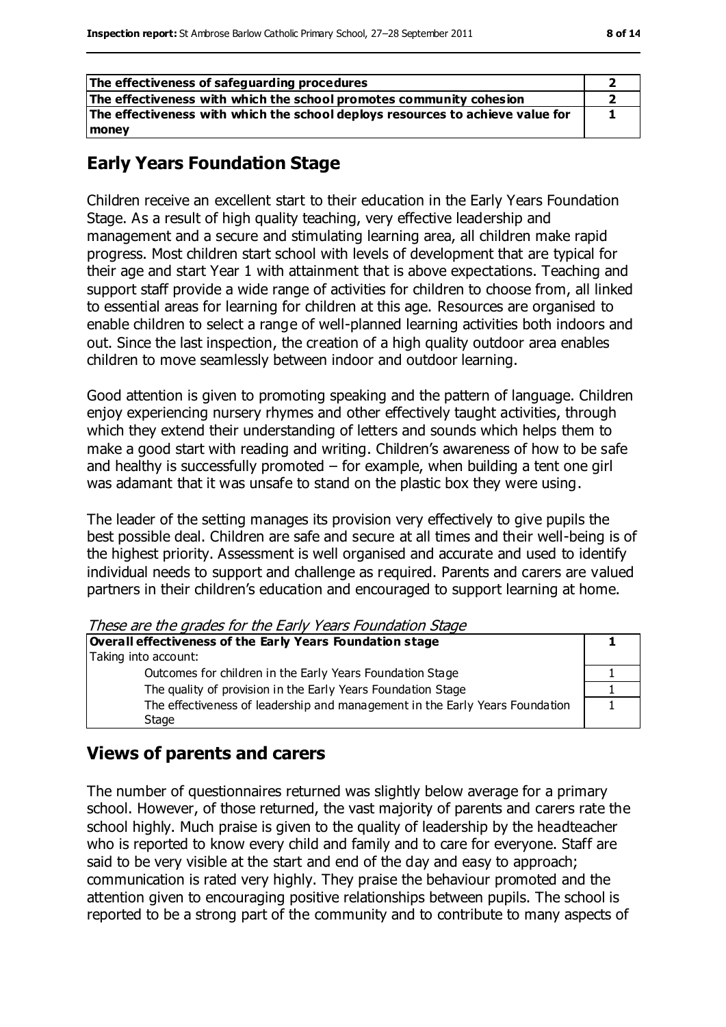| The effectiveness of safeguarding procedures | 2 |
| --- | --- |
| The effectiveness with which the school promotes community cohesion | 2 |
| The effectiveness with which the school deploys resources to achieve value for money | 1 |

## Early Years Foundation Stage

Children receive an excellent start to their education in the Early Years Foundation Stage. As a result of high quality teaching, very effective leadership and management and a secure and stimulating learning area, all children make rapid progress. Most children start school with levels of development that are typical for their age and start Year 1 with attainment that is above expectations. Teaching and support staff provide a wide range of activities for children to choose from, all linked to essential areas for learning for children at this age. Resources are organised to enable children to select a range of well-planned learning activities both indoors and out. Since the last inspection, the creation of a high quality outdoor area enables children to move seamlessly between indoor and outdoor learning.

Good attention is given to promoting speaking and the pattern of language. Children enjoy experiencing nursery rhymes and other effectively taught activities, through which they extend their understanding of letters and sounds which helps them to make a good start with reading and writing. Children's awareness of how to be safe and healthy is successfully promoted – for example, when building a tent one girl was adamant that it was unsafe to stand on the plastic box they were using.

The leader of the setting manages its provision very effectively to give pupils the best possible deal. Children are safe and secure at all times and their well-being is of the highest priority. Assessment is well organised and accurate and used to identify individual needs to support and challenge as required. Parents and carers are valued partners in their children's education and encouraged to support learning at home.

*These are the grades for the Early Years Foundation Stage*

| **Overall effectiveness of the Early Years Foundation stage** | **1** |
| --- | --- |
| Taking into account: | |
| Outcomes for children in the Early Years Foundation Stage | 1 |
| The quality of provision in the Early Years Foundation Stage | 1 |
| The effectiveness of leadership and management in the Early Years Foundation Stage | 1 |

## Views of parents and carers

The number of questionnaires returned was slightly below average for a primary school. However, of those returned, the vast majority of parents and carers rate the school highly. Much praise is given to the quality of leadership by the headteacher who is reported to know every child and family and to care for everyone. Staff are said to be very visible at the start and end of the day and easy to approach; communication is rated very highly. They praise the behaviour promoted and the attention given to encouraging positive relationships between pupils. The school is reported to be a strong part of the community and to contribute to many aspects of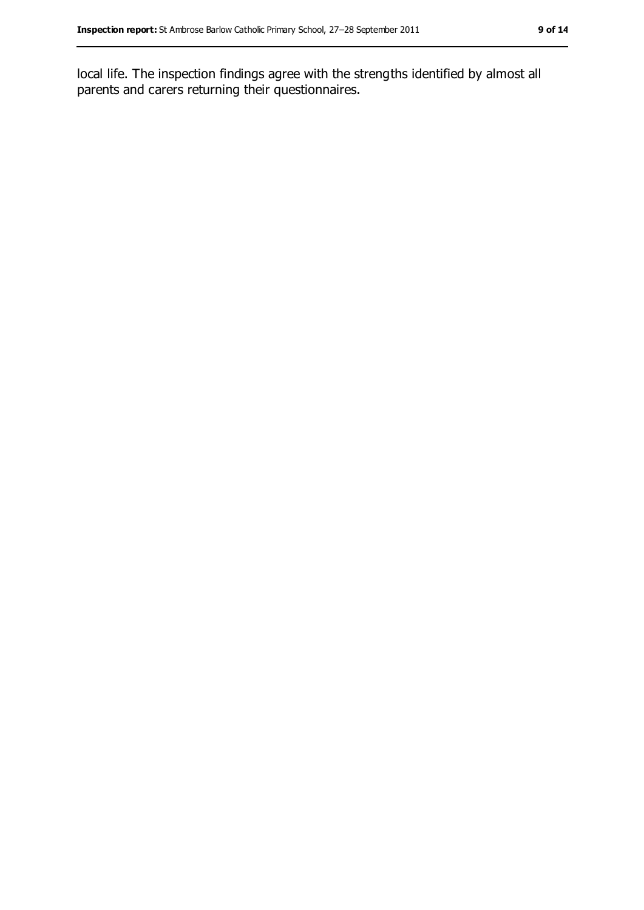local life. The inspection findings agree with the strengths identified by almost all parents and carers returning their questionnaires.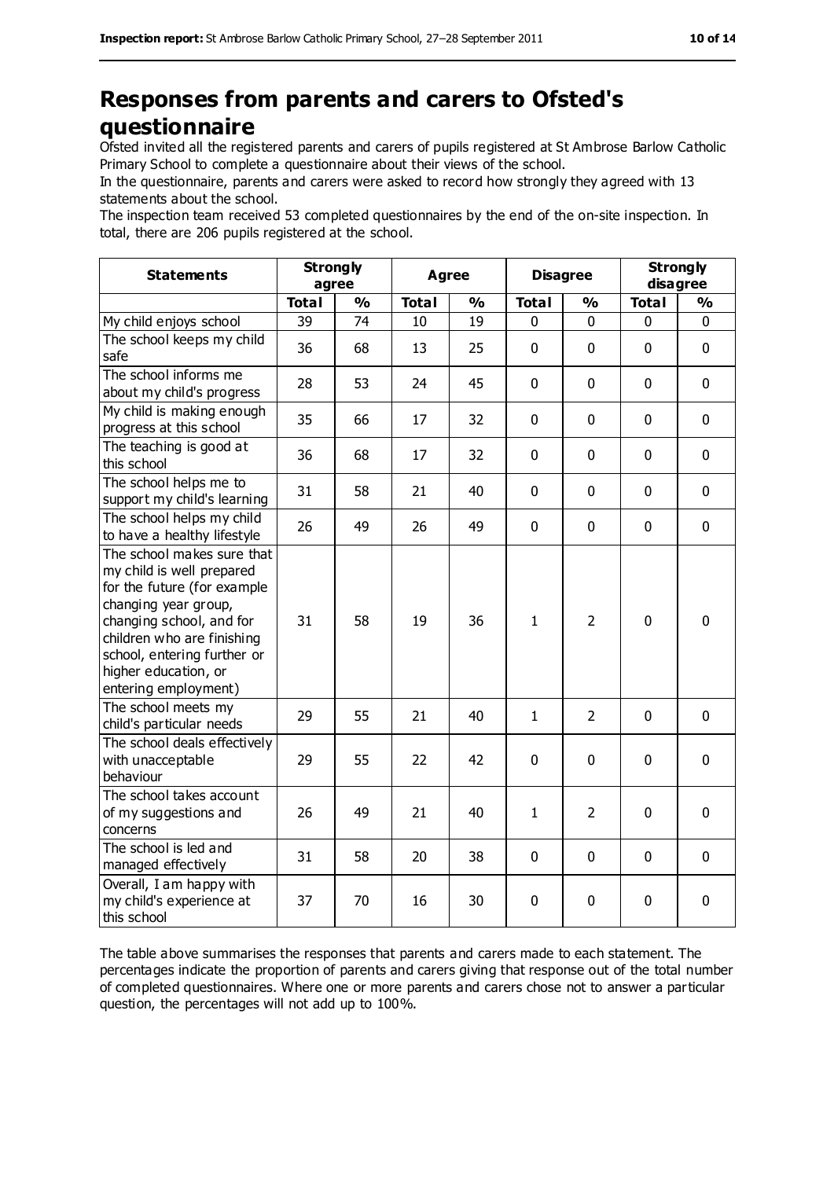# Responses from parents and carers to Ofsted's questionnaire

Ofsted invited all the registered parents and carers of pupils registered at St Ambrose Barlow Catholic Primary School to complete a questionnaire about their views of the school.

In the questionnaire, parents and carers were asked to record how strongly they agreed with 13 statements about the school.

The inspection team received 53 completed questionnaires by the end of the on-site inspection. In total, there are 206 pupils registered at the school.

| Statements | Strongly agree | | Agree | | Disagree | | Strongly disagree | |
|---|---|---|---|---|---|---|---|---|
| | Total | % | Total | % | Total | % | Total | % |
| My child enjoys school | 39 | 74 | 10 | 19 | 0 | 0 | 0 | 0 |
| The school keeps my child safe | 36 | 68 | 13 | 25 | 0 | 0 | 0 | 0 |
| The school informs me about my child's progress | 28 | 53 | 24 | 45 | 0 | 0 | 0 | 0 |
| My child is making enough progress at this school | 35 | 66 | 17 | 32 | 0 | 0 | 0 | 0 |
| The teaching is good at this school | 36 | 68 | 17 | 32 | 0 | 0 | 0 | 0 |
| The school helps me to support my child's learning | 31 | 58 | 21 | 40 | 0 | 0 | 0 | 0 |
| The school helps my child to have a healthy lifestyle | 26 | 49 | 26 | 49 | 0 | 0 | 0 | 0 |
| The school makes sure that my child is well prepared for the future (for example changing year group, changing school, and for children who are finishing school, entering further or higher education, or entering employment) | 31 | 58 | 19 | 36 | 1 | 2 | 0 | 0 |
| The school meets my child's particular needs | 29 | 55 | 21 | 40 | 1 | 2 | 0 | 0 |
| The school deals effectively with unacceptable behaviour | 29 | 55 | 22 | 42 | 0 | 0 | 0 | 0 |
| The school takes account of my suggestions and concerns | 26 | 49 | 21 | 40 | 1 | 2 | 0 | 0 |
| The school is led and managed effectively | 31 | 58 | 20 | 38 | 0 | 0 | 0 | 0 |
| Overall, I am happy with my child's experience at this school | 37 | 70 | 16 | 30 | 0 | 0 | 0 | 0 |

The table above summarises the responses that parents and carers made to each statement. The percentages indicate the proportion of parents and carers giving that response out of the total number of completed questionnaires. Where one or more parents and carers chose not to answer a particular question, the percentages will not add up to 100%.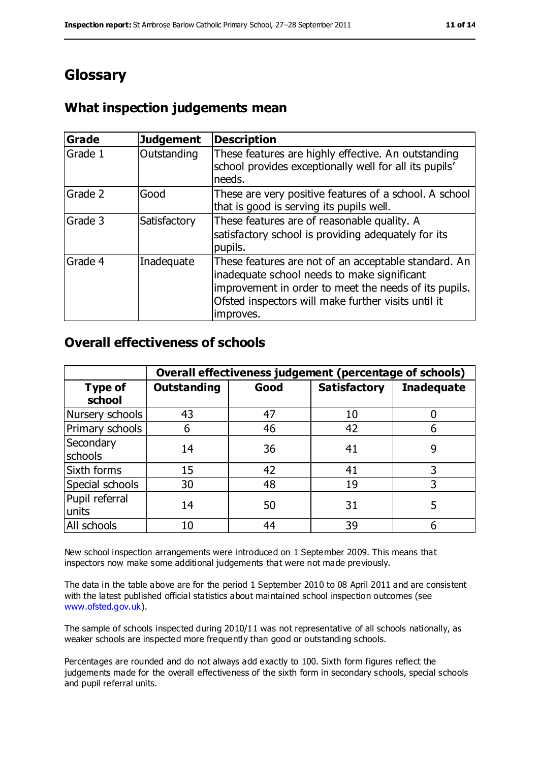# Glossary

## What inspection judgements mean

| Grade | Judgement | Description |
|---|---|---|
| Grade 1 | Outstanding | These features are highly effective. An outstanding school provides exceptionally well for all its pupils' needs. |
| Grade 2 | Good | These are very positive features of a school. A school that is good is serving its pupils well. |
| Grade 3 | Satisfactory | These features are of reasonable quality. A satisfactory school is providing adequately for its pupils. |
| Grade 4 | Inadequate | These features are not of an acceptable standard. An inadequate school needs to make significant improvement in order to meet the needs of its pupils. Ofsted inspectors will make further visits until it improves. |

## Overall effectiveness of schools

| | Overall effectiveness judgement (percentage of schools) | | | |
|---|---|---|---|---|
| **Type of school** | **Outstanding** | **Good** | **Satisfactory** | **Inadequate** |
| Nursery schools | 43 | 47 | 10 | 0 |
| Primary schools | 6 | 46 | 42 | 6 |
| Secondary schools | 14 | 36 | 41 | 9 |
| Sixth forms | 15 | 42 | 41 | 3 |
| Special schools | 30 | 48 | 19 | 3 |
| Pupil referral units | 14 | 50 | 31 | 5 |
| All schools | 10 | 44 | 39 | 6 |

New school inspection arrangements were introduced on 1 September 2009. This means that inspectors now make some additional judgements that were not made previously.

The data in the table above are for the period 1 September 2010 to 08 April 2011 and are consistent with the latest published official statistics about maintained school inspection outcomes (see www.ofsted.gov.uk).

The sample of schools inspected during 2010/11 was not representative of all schools nationally, as weaker schools are inspected more frequently than good or outstanding schools.

Percentages are rounded and do not always add exactly to 100. Sixth form figures reflect the judgements made for the overall effectiveness of the sixth form in secondary schools, special schools and pupil referral units.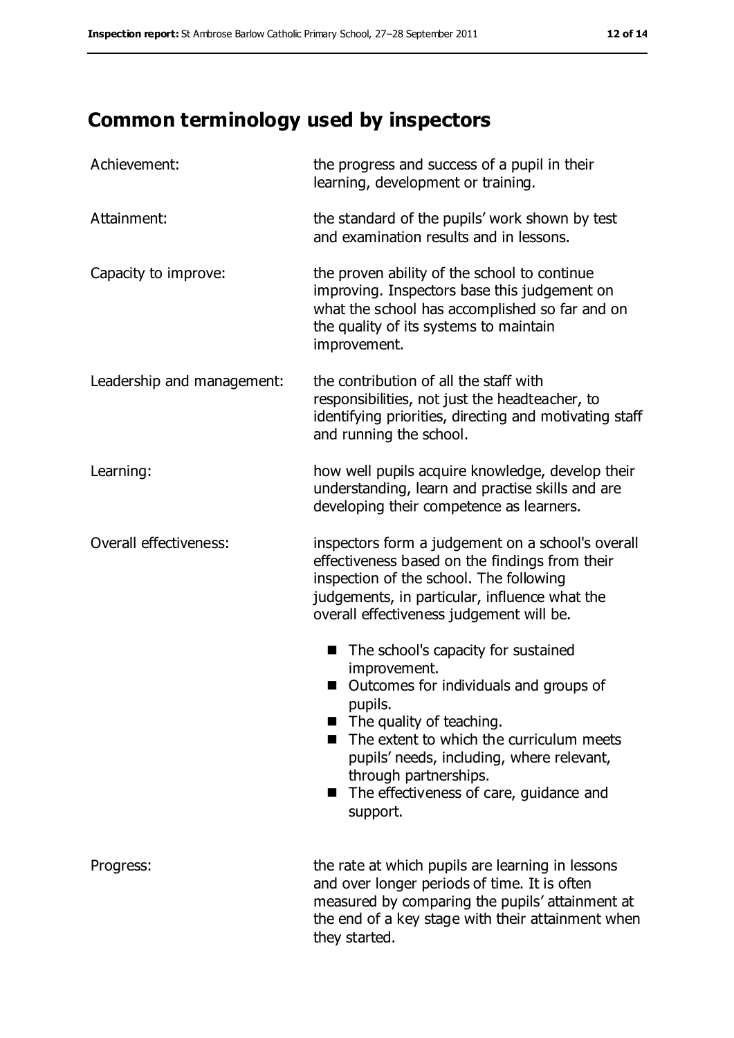## Common terminology used by inspectors

| | |
|---|---|
| Achievement: | the progress and success of a pupil in their learning, development or training. |
| Attainment: | the standard of the pupils' work shown by test and examination results and in lessons. |
| Capacity to improve: | the proven ability of the school to continue improving. Inspectors base this judgement on what the school has accomplished so far and on the quality of its systems to maintain improvement. |
| Leadership and management: | the contribution of all the staff with responsibilities, not just the headteacher, to identifying priorities, directing and motivating staff and running the school. |
| Learning: | how well pupils acquire knowledge, develop their understanding, learn and practise skills and are developing their competence as learners. |
| Overall effectiveness: | inspectors form a judgement on a school's overall effectiveness based on the findings from their inspection of the school. The following judgements, in particular, influence what the overall effectiveness judgement will be.<br>■ The school's capacity for sustained improvement.<br>■ Outcomes for individuals and groups of pupils.<br>■ The quality of teaching.<br>■ The extent to which the curriculum meets pupils' needs, including, where relevant, through partnerships.<br>■ The effectiveness of care, guidance and support. |
| Progress: | the rate at which pupils are learning in lessons and over longer periods of time. It is often measured by comparing the pupils' attainment at the end of a key stage with their attainment when they started. |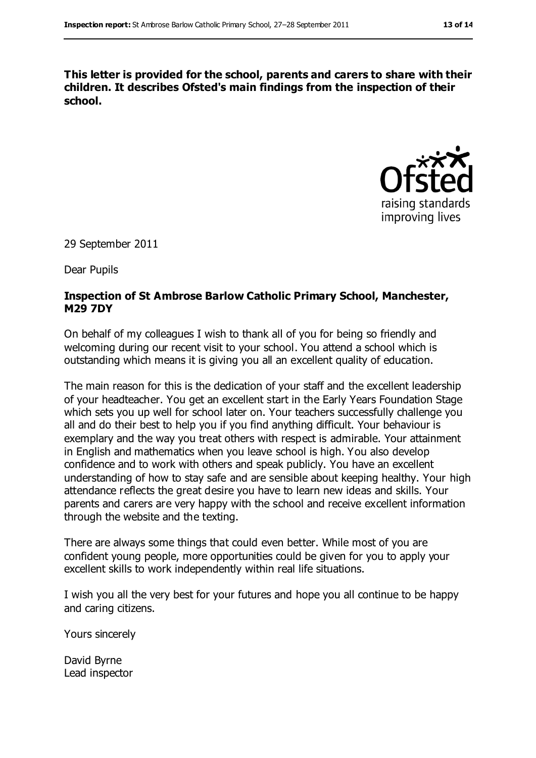**This letter is provided for the school, parents and carers to share with their children. It describes Ofsted's main findings from the inspection of their school.**

29 September 2011

Dear Pupils

**Inspection of St Ambrose Barlow Catholic Primary School, Manchester, M29 7DY**

On behalf of my colleagues I wish to thank all of you for being so friendly and welcoming during our recent visit to your school. You attend a school which is outstanding which means it is giving you all an excellent quality of education.

The main reason for this is the dedication of your staff and the excellent leadership of your headteacher. You get an excellent start in the Early Years Foundation Stage which sets you up well for school later on. Your teachers successfully challenge you all and do their best to help you if you find anything difficult. Your behaviour is exemplary and the way you treat others with respect is admirable. Your attainment in English and mathematics when you leave school is high. You also develop confidence and to work with others and speak publicly. You have an excellent understanding of how to stay safe and are sensible about keeping healthy. Your high attendance reflects the great desire you have to learn new ideas and skills. Your parents and carers are very happy with the school and receive excellent information through the website and the texting.

There are always some things that could even better. While most of you are confident young people, more opportunities could be given for you to apply your excellent skills to work independently within real life situations.

I wish you all the very best for your futures and hope you all continue to be happy and caring citizens.

Yours sincerely

David Byrne
Lead inspector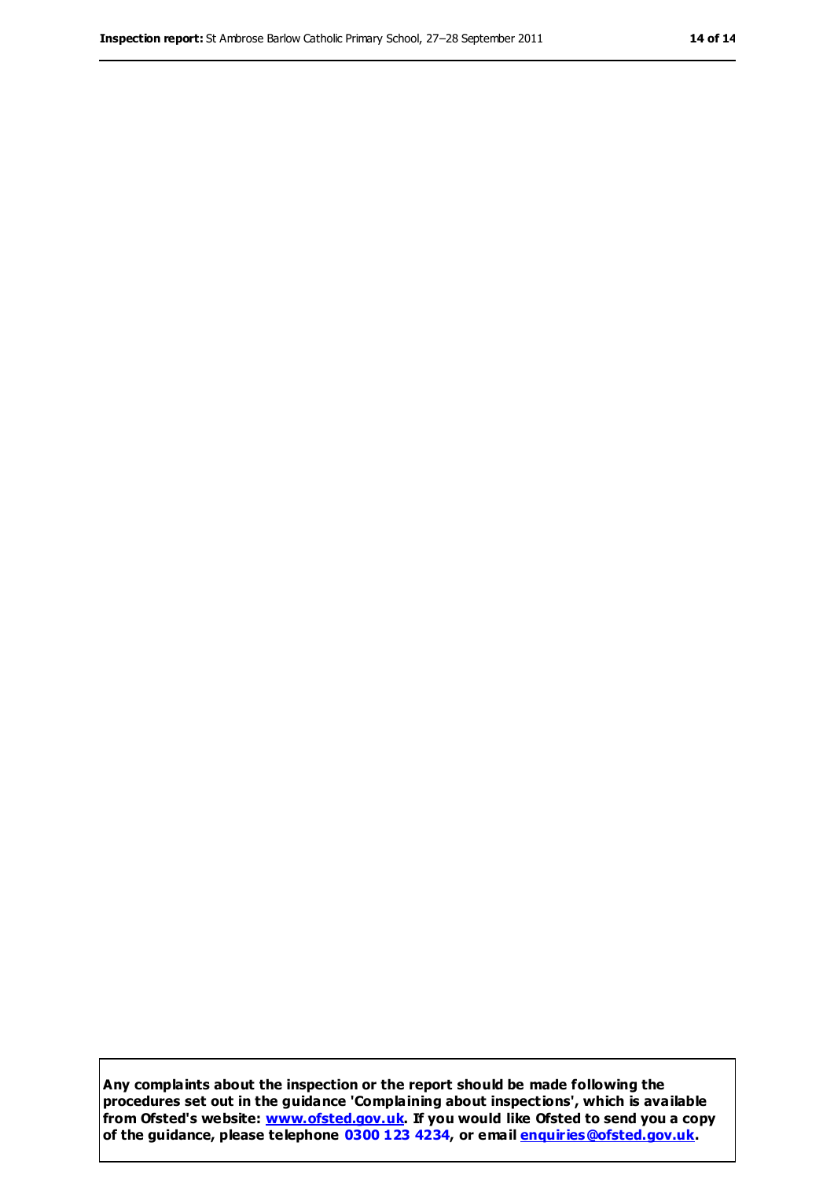**Any complaints about the inspection or the report should be made following the procedures set out in the guidance 'Complaining about inspections', which is available from Ofsted's website: www.ofsted.gov.uk. If you would like Ofsted to send you a copy of the guidance, please telephone 0300 123 4234, or email enquiries@ofsted.gov.uk.**